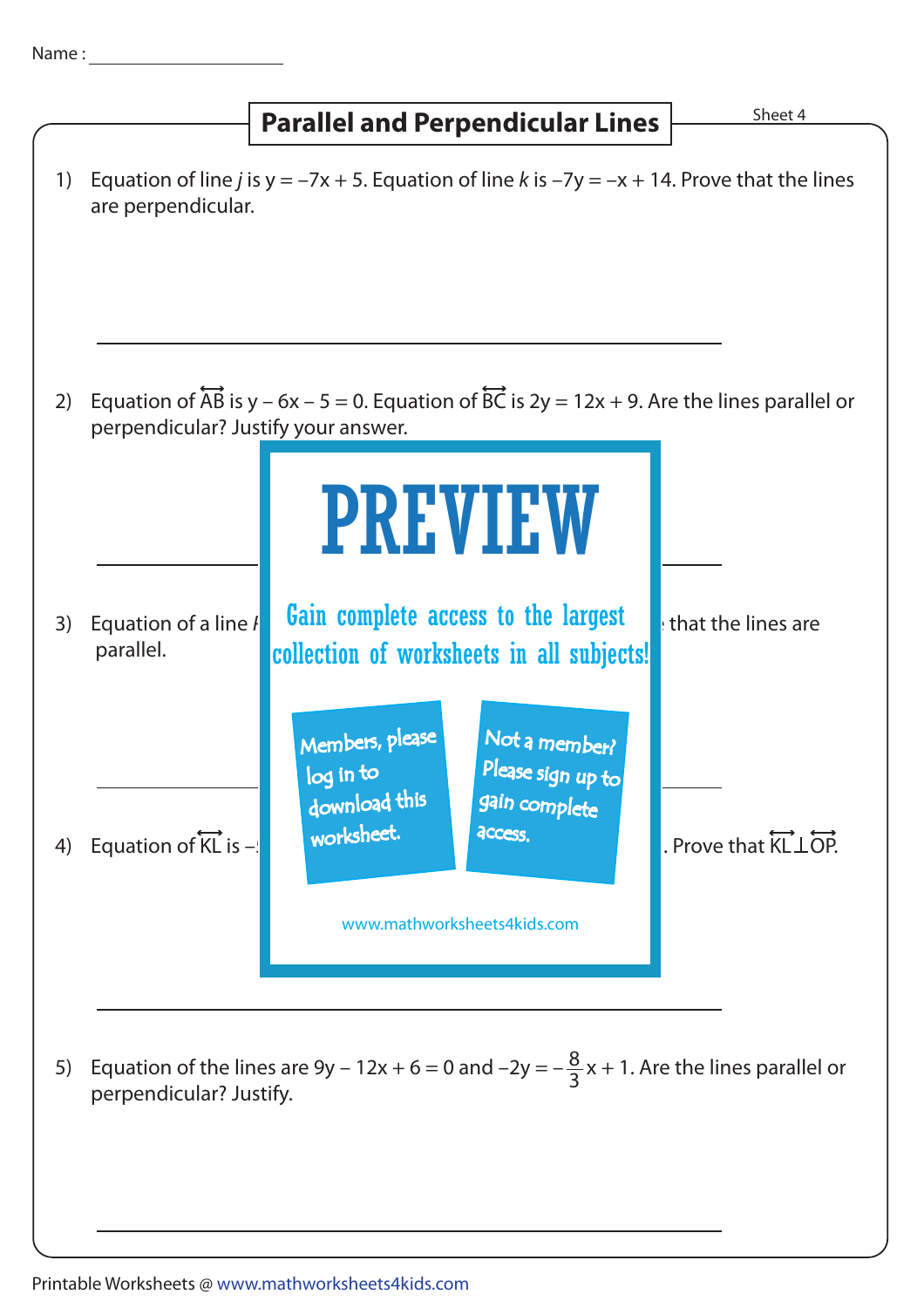Name : ____________________

# Parallel and Perpendicular Lines

Sheet 4

1) Equation of line *j* is $y = -7x + 5$. Equation of line *k* is $-7y = -x + 14$. Prove that the lines are perpendicular.

2) Equation of $\overleftrightarrow{AB}$ is $y - 6x - 5 = 0$. Equation of $\overleftrightarrow{BC}$ is $2y = 12x + 9$. Are the lines parallel or perpendicular? Justify your answer.

# PREVIEW

Gain complete access to the largest collection of worksheets in all subjects!

Members, please log in to download this worksheet.

Not a member? Please sign up to gain complete access.

www.mathworksheets4kids.com

3) Equation of a line *l* ... that the lines are parallel.

4) Equation of $\overleftrightarrow{KL}$ is $-$... . Prove that $\overleftrightarrow{KL} \perp \overleftrightarrow{OP}$.

5) Equation of the lines are $9y - 12x + 6 = 0$ and $-2y = -\frac{8}{3}x + 1$. Are the lines parallel or perpendicular? Justify.

Printable Worksheets @ www.mathworksheets4kids.com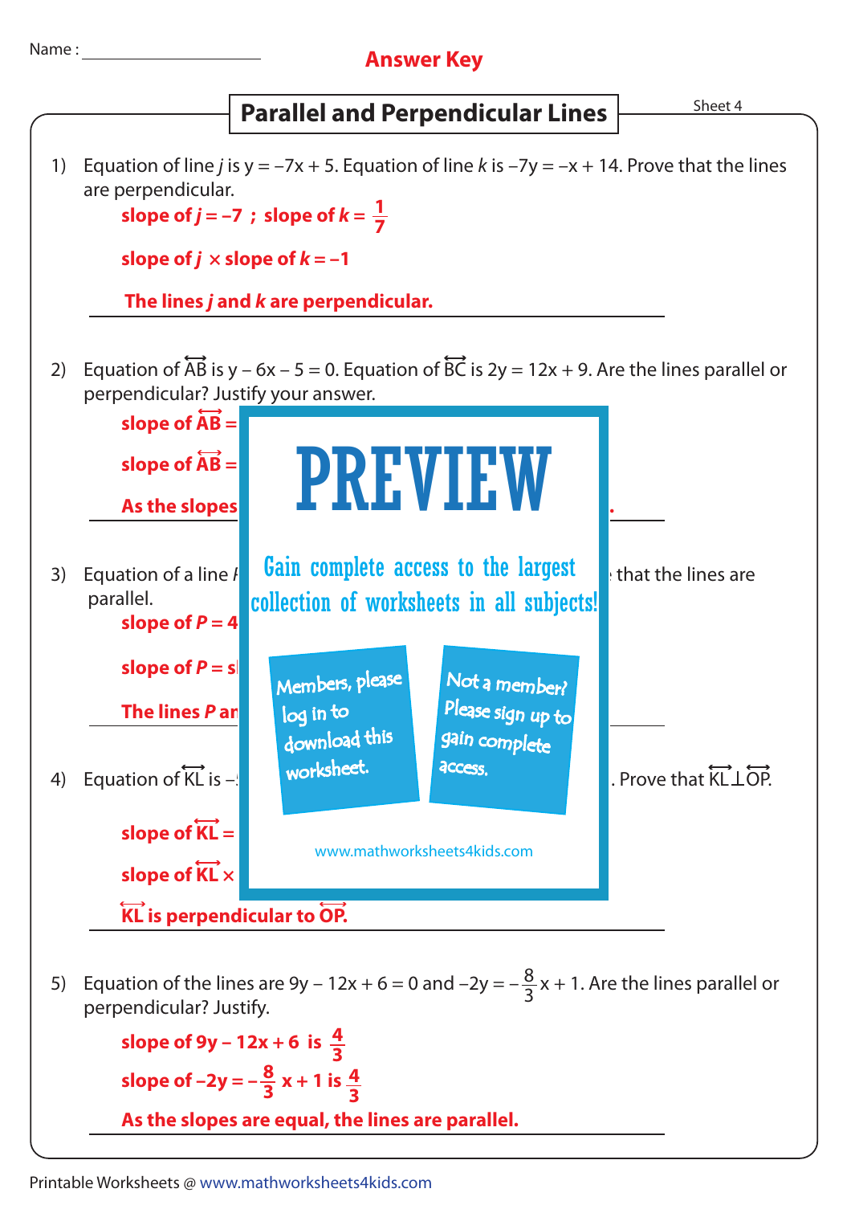Name : ____________________

**Answer Key**

# Parallel and Perpendicular Lines

Sheet 4

1) Equation of line *j* is $y = -7x + 5$. Equation of line *k* is $-7y = -x + 14$. Prove that the lines are perpendicular.

**slope of *j* = –7 ; slope of *k* = $\frac{1}{7}$**

**slope of *j* × slope of *k* = –1**

**The lines *j* and *k* are perpendicular.**

2) Equation of $\overleftrightarrow{AB}$ is $y - 6x - 5 = 0$. Equation of $\overleftrightarrow{BC}$ is $2y = 12x + 9$. Are the lines parallel or perpendicular? Justify your answer.

**slope of $\overleftrightarrow{AB}$ =**

**slope of $\overleftrightarrow{AB}$ =**

**As the slopes**

**PREVIEW**

Gain complete access to the largest collection of worksheets in all subjects!

Members, please log in to download this worksheet.

Not a member? Please sign up to gain complete access.

www.mathworksheets4kids.com

3) Equation of a line *P* ... that the lines are parallel.

**slope of *P* = 4**

**slope of *P* = sl**

**The lines *P* ar**

4) Equation of $\overleftrightarrow{KL}$ is –5 ... . Prove that $\overleftrightarrow{KL} \perp \overleftrightarrow{OP}$.

**slope of $\overleftrightarrow{KL}$ =**

**slope of $\overleftrightarrow{KL}$ ×**

**$\overleftrightarrow{KL}$ is perpendicular to $\overleftrightarrow{OP}$.**

5) Equation of the lines are $9y - 12x + 6 = 0$ and $-2y = -\frac{8}{3}x + 1$. Are the lines parallel or perpendicular? Justify.

**slope of $9y - 12x + 6$ is $\frac{4}{3}$**

**slope of $-2y = -\frac{8}{3}x + 1$ is $\frac{4}{3}$**

**As the slopes are equal, the lines are parallel.**

Printable Worksheets @ www.mathworksheets4kids.com